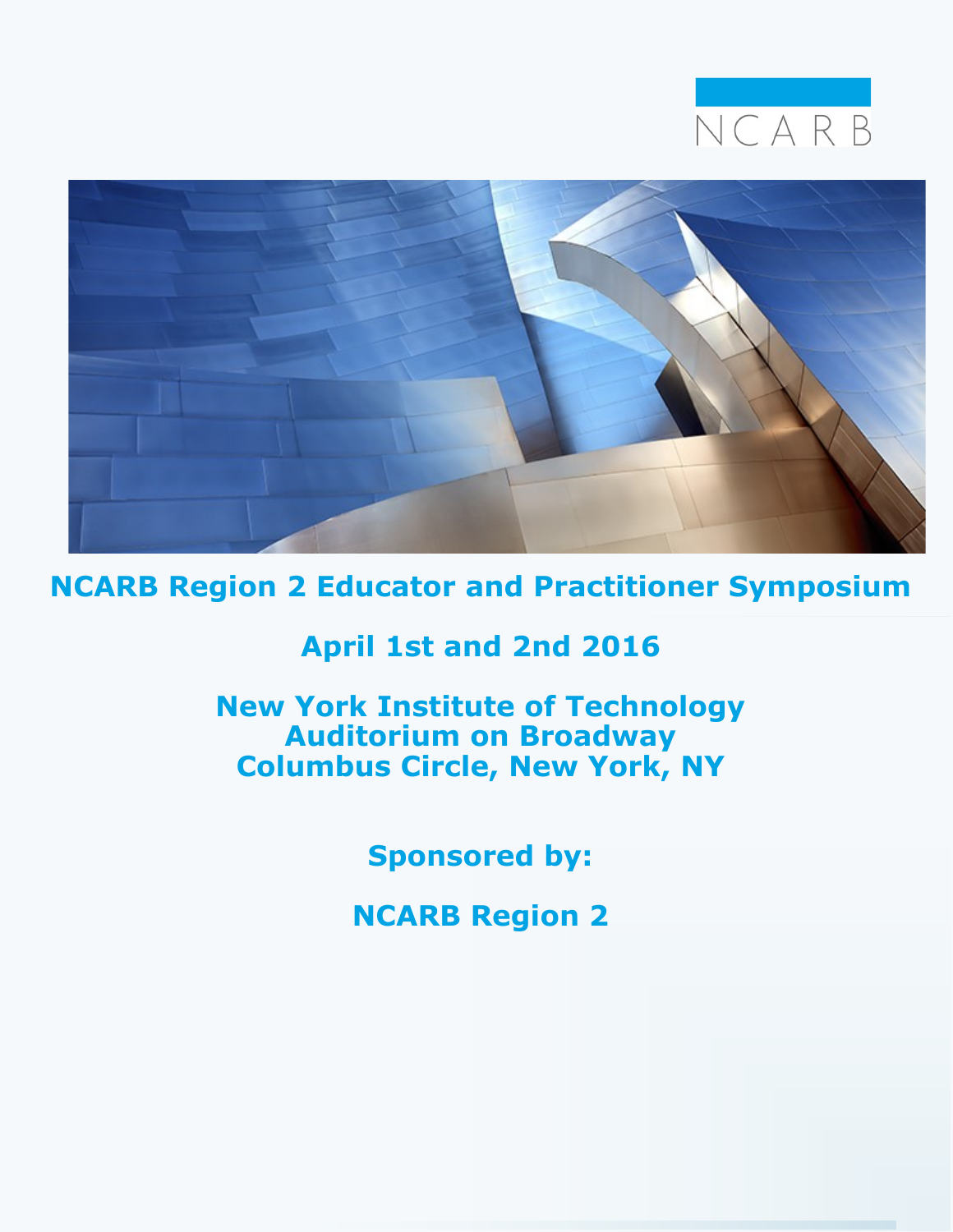NCARB

# NCARB Region 2 Educator and Practitioner Symposium

## April 1st and 2nd 2016

## New York Institute of Technology
## Auditorium on Broadway
## Columbus Circle, New York, NY

**Sponsored by:**

**NCARB Region 2**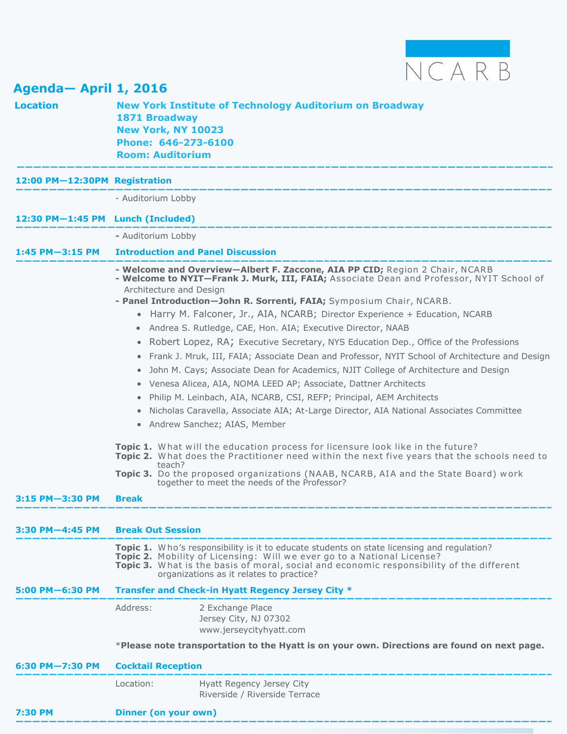NCARB

## Agenda— April 1, 2016

**Location** — **New York Institute of Technology Auditorium on Broadway**
**1871 Broadway**
**New York, NY 10023**
**Phone: 646-273-6100**
**Room: Auditorium**

---

**12:00 PM—12:30PM Registration**

- Auditorium Lobby

**12:30 PM—1:45 PM Lunch (Included)**

- Auditorium Lobby

**1:45 PM—3:15 PM Introduction and Panel Discussion**

- **Welcome and Overview—Albert F. Zaccone, AIA PP CID;** Region 2 Chair, NCARB
- **Welcome to NYIT—Frank J. Murk, III, FAIA;** Associate Dean and Professor, NYIT School of Architecture and Design
- **Panel Introduction—John R. Sorrenti, FAIA;** Symposium Chair, NCARB.
  - Harry M. Falconer, Jr., AIA, NCARB; Director Experience + Education, NCARB
  - Andrea S. Rutledge, CAE, Hon. AIA; Executive Director, NAAB
  - Robert Lopez, RA; Executive Secretary, NYS Education Dep., Office of the Professions
  - Frank J. Mruk, III, FAIA; Associate Dean and Professor, NYIT School of Architecture and Design
  - John M. Cays; Associate Dean for Academics, NJIT College of Architecture and Design
  - Venesa Alicea, AIA, NOMA LEED AP; Associate, Dattner Architects
  - Philip M. Leinbach, AIA, NCARB, CSI, REFP; Principal, AEM Architects
  - Nicholas Caravella, Associate AIA; At-Large Director, AIA National Associates Committee
  - Andrew Sanchez; AIAS, Member

**Topic 1.** What will the education process for licensure look like in the future?
**Topic 2.** What does the Practitioner need within the next five years that the schools need to teach?
**Topic 3.** Do the proposed organizations (NAAB, NCARB, AIA and the State Board) work together to meet the needs of the Professor?

**3:15 PM—3:30 PM Break**

**3:30 PM—4:45 PM Break Out Session**

**Topic 1.** Who's responsibility is it to educate students on state licensing and regulation?
**Topic 2.** Mobility of Licensing: Will we ever go to a National License?
**Topic 3.** What is the basis of moral, social and economic responsibility of the different organizations as it relates to practice?

**5:00 PM—6:30 PM Transfer and Check-in Hyatt Regency Jersey City ***

Address: 2 Exchange Place
Jersey City, NJ 07302
www.jerseycityhyatt.com

*__Please note transportation to the Hyatt is on your own. Directions are found on next page.__

**6:30 PM—7:30 PM Cocktail Reception**

Location: Hyatt Regency Jersey City
Riverside / Riverside Terrace

**7:30 PM Dinner (on your own)**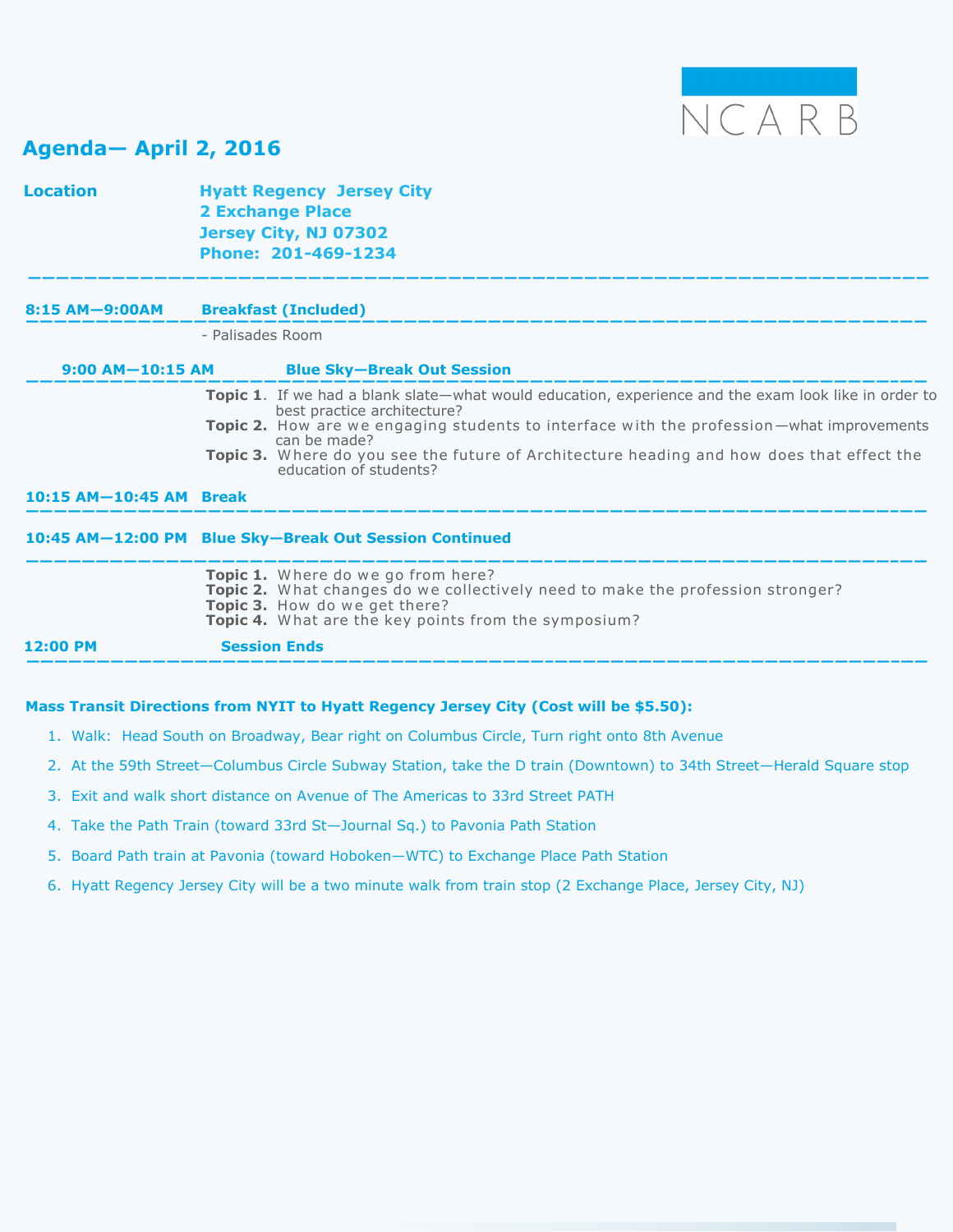NCARB

# Agenda— April 2, 2016

**Location** — **Hyatt Regency Jersey City**
**2 Exchange Place**
**Jersey City, NJ 07302**
**Phone: 201-469-1234**

---

**8:15 AM—9:00AM** — **Breakfast (Included)**

- Palisades Room

**9:00 AM—10:15 AM** — **Blue Sky—Break Out Session**

**Topic 1.** If we had a blank slate—what would education, experience and the exam look like in order to best practice architecture?
**Topic 2.** How are we engaging students to interface with the profession—what improvements can be made?
**Topic 3.** Where do you see the future of Architecture heading and how does that effect the education of students?

**10:15 AM—10:45 AM** — **Break**

**10:45 AM—12:00 PM** — **Blue Sky—Break Out Session Continued**

**Topic 1.** Where do we go from here?
**Topic 2.** What changes do we collectively need to make the profession stronger?
**Topic 3.** How do we get there?
**Topic 4.** What are the key points from the symposium?

**12:00 PM** — **Session Ends**

---

**Mass Transit Directions from NYIT to Hyatt Regency Jersey City (Cost will be $5.50):**

1. Walk: Head South on Broadway, Bear right on Columbus Circle, Turn right onto 8th Avenue
2. At the 59th Street—Columbus Circle Subway Station, take the D train (Downtown) to 34th Street—Herald Square stop
3. Exit and walk short distance on Avenue of The Americas to 33rd Street PATH
4. Take the Path Train (toward 33rd St—Journal Sq.) to Pavonia Path Station
5. Board Path train at Pavonia (toward Hoboken—WTC) to Exchange Place Path Station
6. Hyatt Regency Jersey City will be a two minute walk from train stop (2 Exchange Place, Jersey City, NJ)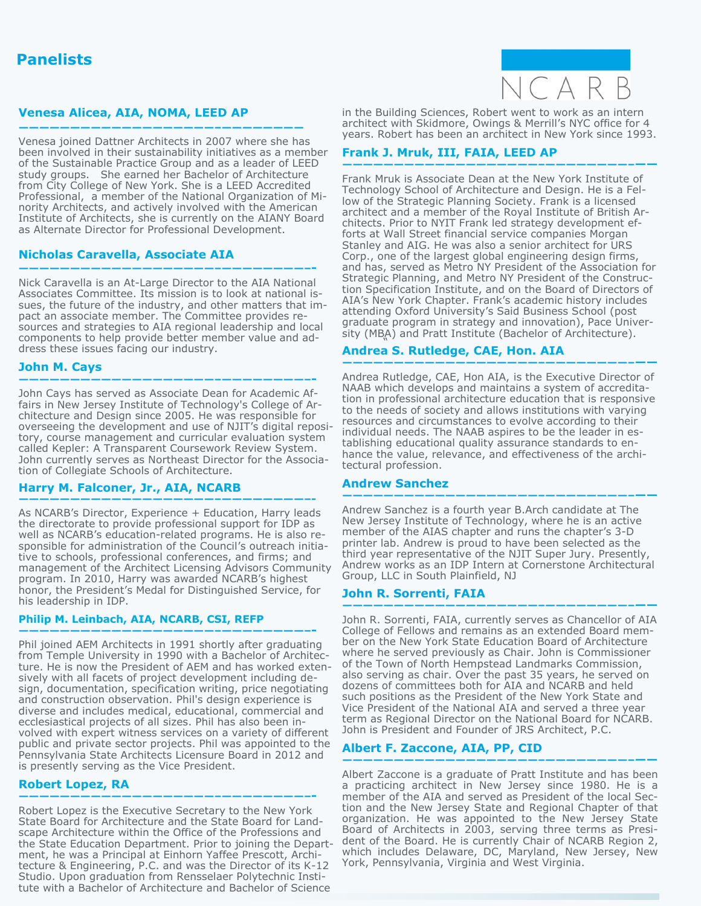## Panelists

NCARB

### Venesa Alicea, AIA, NOMA, LEED AP

Venesa joined Dattner Architects in 2007 where she has been involved in their sustainability initiatives as a member of the Sustainable Practice Group and as a leader of LEED study groups. She earned her Bachelor of Architecture from City College of New York. She is a LEED Accredited Professional, a member of the National Organization of Minority Architects, and actively involved with the American Institute of Architects, she is currently on the AIANY Board as Alternate Director for Professional Development.

### Nicholas Caravella, Associate AIA

Nick Caravella is an At-Large Director to the AIA National Associates Committee. Its mission is to look at national issues, the future of the industry, and other matters that impact an associate member. The Committee provides resources and strategies to AIA regional leadership and local components to help provide better member value and address these issues facing our industry.

### John M. Cays

John Cays has served as Associate Dean for Academic Affairs in New Jersey Institute of Technology's College of Architecture and Design since 2005. He was responsible for overseeing the development and use of NJIT's digital repository, course management and curricular evaluation system called Kepler: A Transparent Coursework Review System. John currently serves as Northeast Director for the Association of Collegiate Schools of Architecture.

### Harry M. Falconer, Jr., AIA, NCARB

As NCARB's Director, Experience + Education, Harry leads the directorate to provide professional support for IDP as well as NCARB's education-related programs. He is also responsible for administration of the Council's outreach initiative to schools, professional conferences, and firms; and management of the Architect Licensing Advisors Community program. In 2010, Harry was awarded NCARB's highest honor, the President's Medal for Distinguished Service, for his leadership in IDP.

### Philip M. Leinbach, AIA, NCARB, CSI, REFP

Phil joined AEM Architects in 1991 shortly after graduating from Temple University in 1990 with a Bachelor of Architecture. He is now the President of AEM and has worked extensively with all facets of project development including design, documentation, specification writing, price negotiating and construction observation. Phil's design experience is diverse and includes medical, educational, commercial and ecclesiastical projects of all sizes. Phil has also been involved with expert witness services on a variety of different public and private sector projects. Phil was appointed to the Pennsylvania State Architects Licensure Board in 2012 and is presently serving as the Vice President.

### Robert Lopez, RA

Robert Lopez is the Executive Secretary to the New York State Board for Architecture and the State Board for Landscape Architecture within the Office of the Professions and the State Education Department. Prior to joining the Department, he was a Principal at Einhorn Yaffee Prescott, Architecture & Engineering, P.C. and was the Director of its K-12 Studio. Upon graduation from Rensselaer Polytechnic Institute with a Bachelor of Architecture and Bachelor of Science in the Building Sciences, Robert went to work as an intern architect with Skidmore, Owings & Merrill's NYC office for 4 years. Robert has been an architect in New York since 1993.

### Frank J. Mruk, III, FAIA, LEED AP

Frank Mruk is Associate Dean at the New York Institute of Technology School of Architecture and Design. He is a Fellow of the Strategic Planning Society. Frank is a licensed architect and a member of the Royal Institute of British Architects. Prior to NYIT Frank led strategy development efforts at Wall Street financial service companies Morgan Stanley and AIG. He was also a senior architect for URS Corp., one of the largest global engineering design firms, and has, served as Metro NY President of the Association for Strategic Planning, and Metro NY President of the Construction Specification Institute, and on the Board of Directors of AIA's New York Chapter. Frank's academic history includes attending Oxford University's Said Business School (post graduate program in strategy and innovation), Pace University (MBA) and Pratt Institute (Bachelor of Architecture).

### Andrea S. Rutledge, CAE, Hon. AIA

Andrea Rutledge, CAE, Hon AIA, is the Executive Director of NAAB which develops and maintains a system of accreditation in professional architecture education that is responsive to the needs of society and allows institutions with varying resources and circumstances to evolve according to their individual needs. The NAAB aspires to be the leader in establishing educational quality assurance standards to enhance the value, relevance, and effectiveness of the architectural profession.

### Andrew Sanchez

Andrew Sanchez is a fourth year B.Arch candidate at The New Jersey Institute of Technology, where he is an active member of the AIAS chapter and runs the chapter's 3-D printer lab. Andrew is proud to have been selected as the third year representative of the NJIT Super Jury. Presently, Andrew works as an IDP Intern at Cornerstone Architectural Group, LLC in South Plainfield, NJ

### John R. Sorrenti, FAIA

John R. Sorrenti, FAIA, currently serves as Chancellor of AIA College of Fellows and remains as an extended Board member on the New York State Education Board of Architecture where he served previously as Chair. John is Commissioner of the Town of North Hempstead Landmarks Commission, also serving as chair. Over the past 35 years, he served on dozens of committees both for AIA and NCARB and held such positions as the President of the New York State and Vice President of the National AIA and served a three year term as Regional Director on the National Board for NCARB. John is President and Founder of JRS Architect, P.C.

### Albert F. Zaccone, AIA, PP, CID

Albert Zaccone is a graduate of Pratt Institute and has been a practicing architect in New Jersey since 1980. He is a member of the AIA and served as President of the local Section and the New Jersey State and Regional Chapter of that organization. He was appointed to the New Jersey State Board of Architects in 2003, serving three terms as President of the Board. He is currently Chair of NCARB Region 2, which includes Delaware, DC, Maryland, New Jersey, New York, Pennsylvania, Virginia and West Virginia.